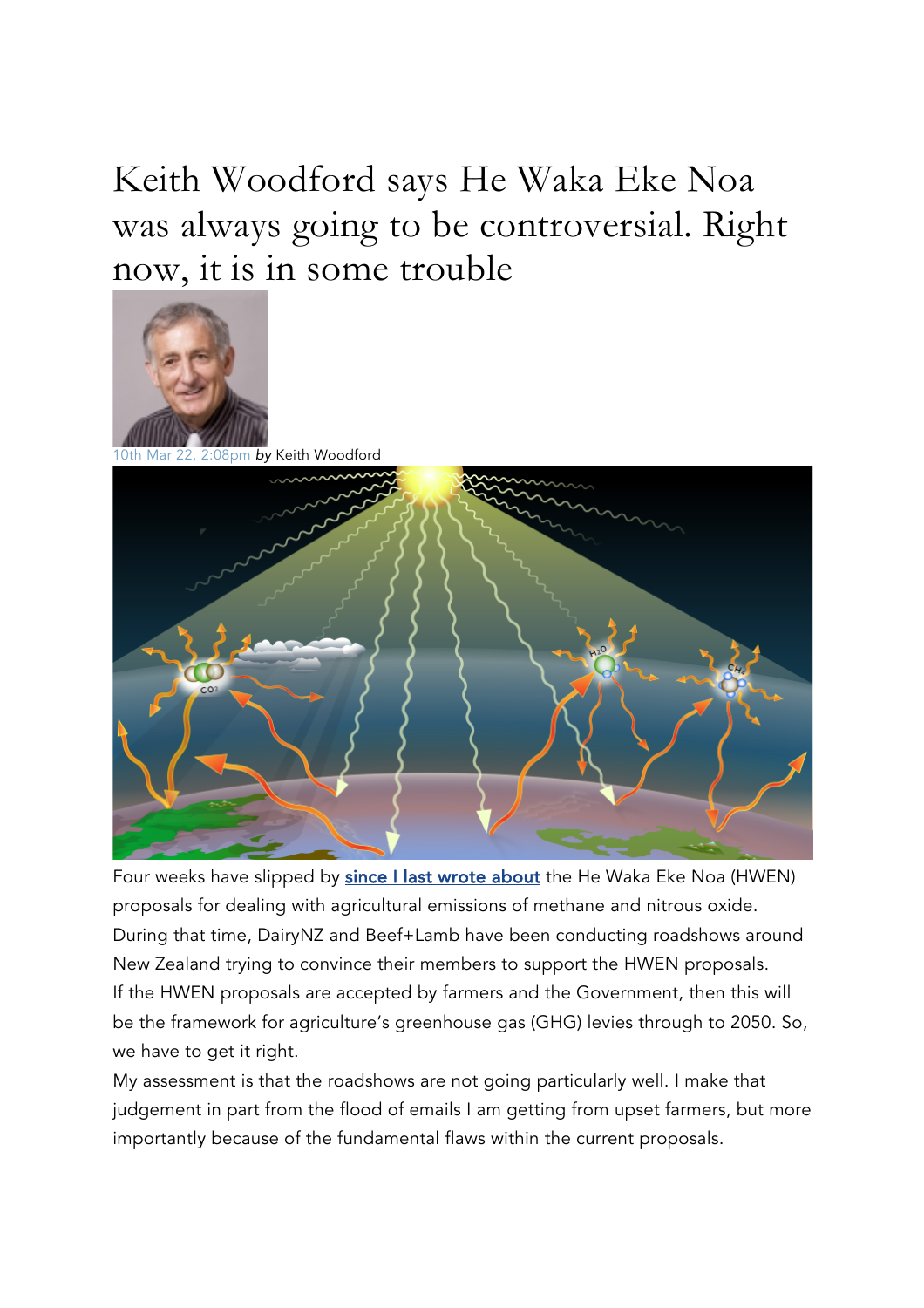# Keith Woodford says He Waka Eke Noa was always going to be controversial. Right now, it is in some trouble

10th Mar 22, 2:08pm *by* Keith Woodford

Four weeks have slipped by **since I last wrote about** the He Waka Eke Noa (HWEN) proposals for dealing with agricultural emissions of methane and nitrous oxide. During that time, DairyNZ and Beef+Lamb have been conducting roadshows around New Zealand trying to convince their members to support the HWEN proposals.

If the HWEN proposals are accepted by farmers and the Government, then this will be the framework for agriculture's greenhouse gas (GHG) levies through to 2050. So, we have to get it right.

My assessment is that the roadshows are not going particularly well. I make that judgement in part from the flood of emails I am getting from upset farmers, but more importantly because of the fundamental flaws within the current proposals.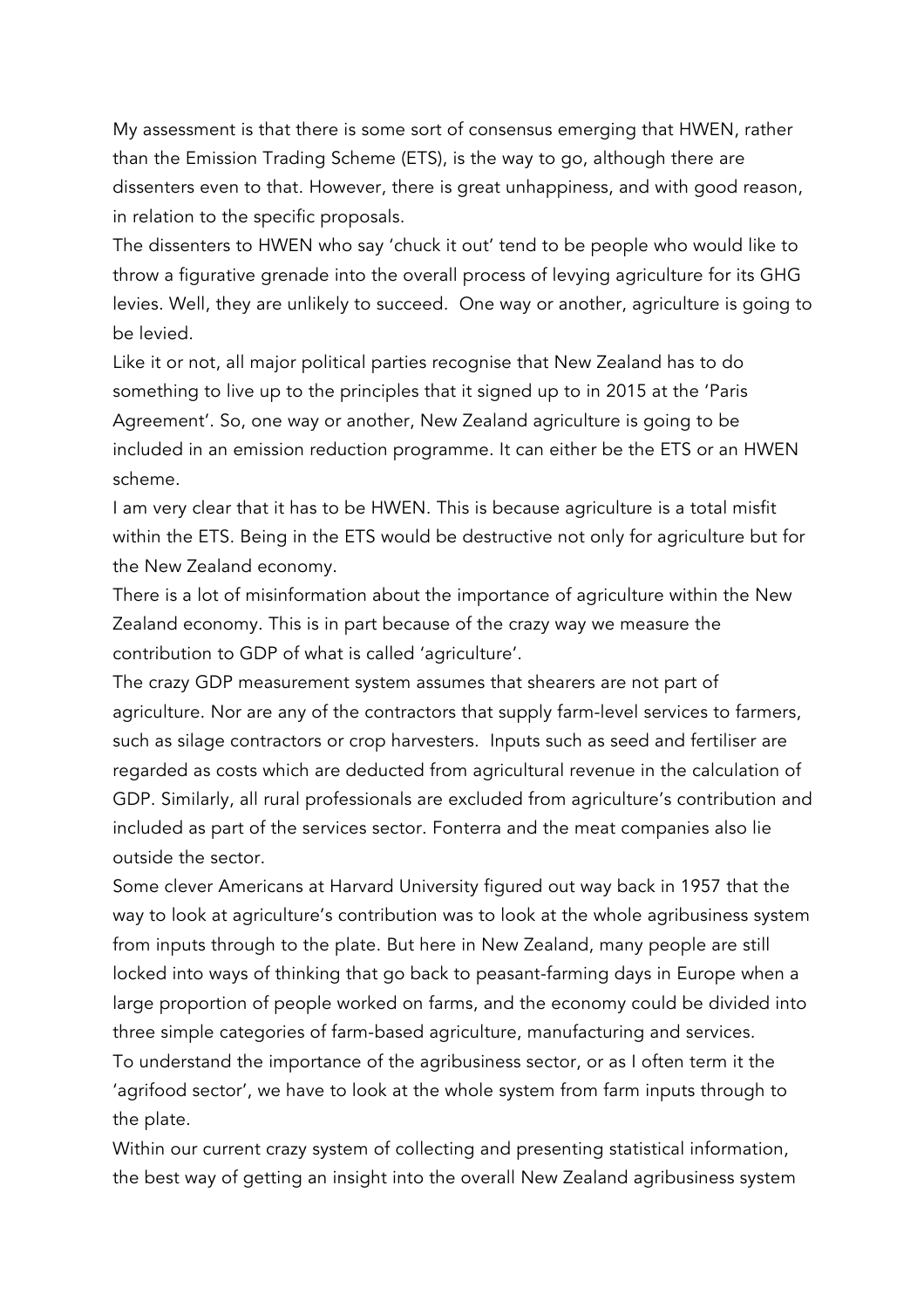My assessment is that there is some sort of consensus emerging that HWEN, rather than the Emission Trading Scheme (ETS), is the way to go, although there are dissenters even to that. However, there is great unhappiness, and with good reason, in relation to the specific proposals.

The dissenters to HWEN who say 'chuck it out' tend to be people who would like to throw a figurative grenade into the overall process of levying agriculture for its GHG levies. Well, they are unlikely to succeed. One way or another, agriculture is going to be levied.

Like it or not, all major political parties recognise that New Zealand has to do something to live up to the principles that it signed up to in 2015 at the 'Paris Agreement'. So, one way or another, New Zealand agriculture is going to be included in an emission reduction programme. It can either be the ETS or an HWEN scheme.

I am very clear that it has to be HWEN. This is because agriculture is a total misfit within the ETS. Being in the ETS would be destructive not only for agriculture but for the New Zealand economy.

There is a lot of misinformation about the importance of agriculture within the New Zealand economy. This is in part because of the crazy way we measure the contribution to GDP of what is called 'agriculture'.

The crazy GDP measurement system assumes that shearers are not part of agriculture. Nor are any of the contractors that supply farm-level services to farmers, such as silage contractors or crop harvesters. Inputs such as seed and fertiliser are regarded as costs which are deducted from agricultural revenue in the calculation of GDP. Similarly, all rural professionals are excluded from agriculture's contribution and included as part of the services sector. Fonterra and the meat companies also lie outside the sector.

Some clever Americans at Harvard University figured out way back in 1957 that the way to look at agriculture's contribution was to look at the whole agribusiness system from inputs through to the plate. But here in New Zealand, many people are still locked into ways of thinking that go back to peasant-farming days in Europe when a large proportion of people worked on farms, and the economy could be divided into three simple categories of farm-based agriculture, manufacturing and services.

To understand the importance of the agribusiness sector, or as I often term it the 'agrifood sector', we have to look at the whole system from farm inputs through to the plate.

Within our current crazy system of collecting and presenting statistical information, the best way of getting an insight into the overall New Zealand agribusiness system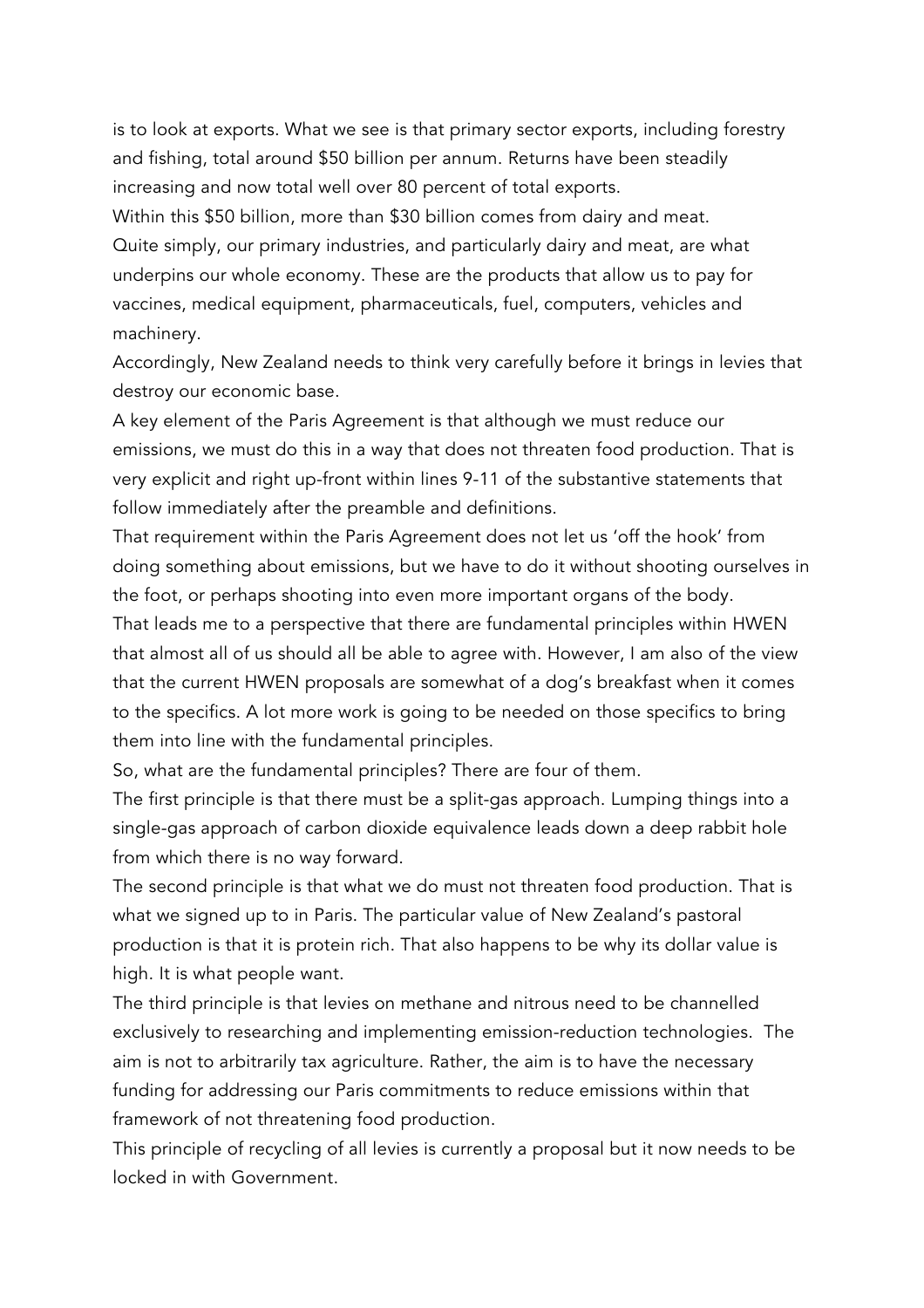is to look at exports. What we see is that primary sector exports, including forestry and fishing, total around $50 billion per annum. Returns have been steadily increasing and now total well over 80 percent of total exports.

Within this $50 billion, more than $30 billion comes from dairy and meat.

Quite simply, our primary industries, and particularly dairy and meat, are what underpins our whole economy. These are the products that allow us to pay for vaccines, medical equipment, pharmaceuticals, fuel, computers, vehicles and machinery.

Accordingly, New Zealand needs to think very carefully before it brings in levies that destroy our economic base.

A key element of the Paris Agreement is that although we must reduce our emissions, we must do this in a way that does not threaten food production. That is very explicit and right up-front within lines 9-11 of the substantive statements that follow immediately after the preamble and definitions.

That requirement within the Paris Agreement does not let us 'off the hook' from doing something about emissions, but we have to do it without shooting ourselves in the foot, or perhaps shooting into even more important organs of the body.

That leads me to a perspective that there are fundamental principles within HWEN that almost all of us should all be able to agree with. However, I am also of the view that the current HWEN proposals are somewhat of a dog's breakfast when it comes to the specifics. A lot more work is going to be needed on those specifics to bring them into line with the fundamental principles.

So, what are the fundamental principles? There are four of them.

The first principle is that there must be a split-gas approach. Lumping things into a single-gas approach of carbon dioxide equivalence leads down a deep rabbit hole from which there is no way forward.

The second principle is that what we do must not threaten food production. That is what we signed up to in Paris. The particular value of New Zealand's pastoral production is that it is protein rich. That also happens to be why its dollar value is high. It is what people want.

The third principle is that levies on methane and nitrous need to be channelled exclusively to researching and implementing emission-reduction technologies. The aim is not to arbitrarily tax agriculture. Rather, the aim is to have the necessary funding for addressing our Paris commitments to reduce emissions within that framework of not threatening food production.

This principle of recycling of all levies is currently a proposal but it now needs to be locked in with Government.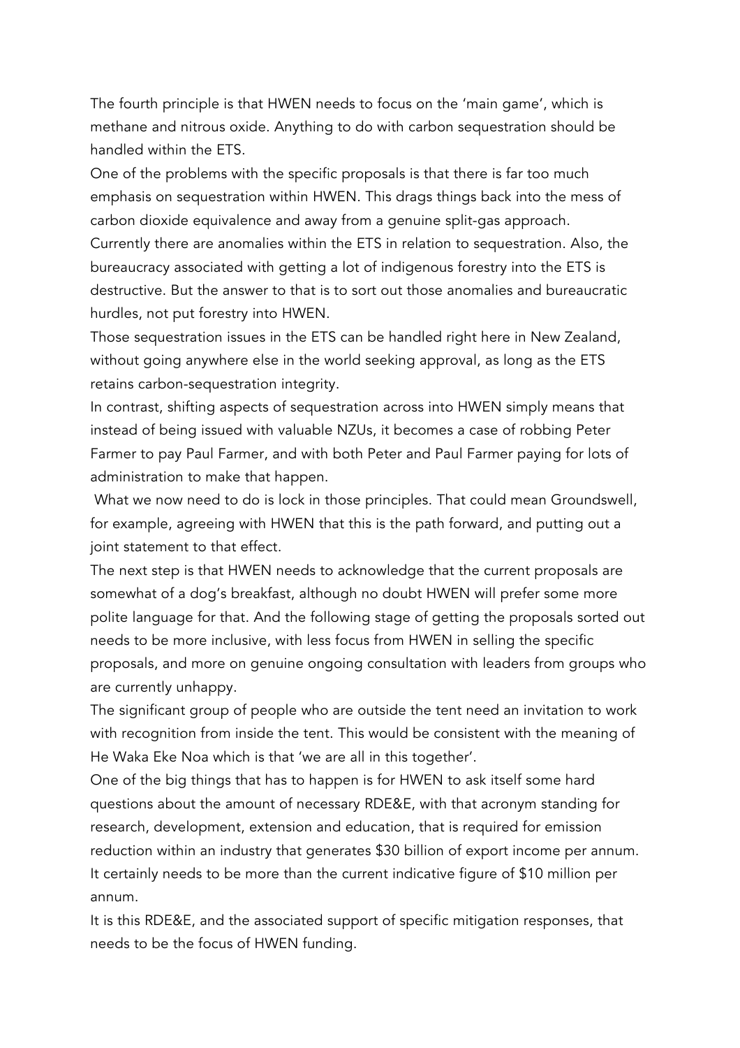The fourth principle is that HWEN needs to focus on the 'main game', which is methane and nitrous oxide. Anything to do with carbon sequestration should be handled within the ETS.

One of the problems with the specific proposals is that there is far too much emphasis on sequestration within HWEN. This drags things back into the mess of carbon dioxide equivalence and away from a genuine split-gas approach.

Currently there are anomalies within the ETS in relation to sequestration. Also, the bureaucracy associated with getting a lot of indigenous forestry into the ETS is destructive. But the answer to that is to sort out those anomalies and bureaucratic hurdles, not put forestry into HWEN.

Those sequestration issues in the ETS can be handled right here in New Zealand, without going anywhere else in the world seeking approval, as long as the ETS retains carbon-sequestration integrity.

In contrast, shifting aspects of sequestration across into HWEN simply means that instead of being issued with valuable NZUs, it becomes a case of robbing Peter Farmer to pay Paul Farmer, and with both Peter and Paul Farmer paying for lots of administration to make that happen.

What we now need to do is lock in those principles. That could mean Groundswell, for example, agreeing with HWEN that this is the path forward, and putting out a joint statement to that effect.

The next step is that HWEN needs to acknowledge that the current proposals are somewhat of a dog's breakfast, although no doubt HWEN will prefer some more polite language for that. And the following stage of getting the proposals sorted out needs to be more inclusive, with less focus from HWEN in selling the specific proposals, and more on genuine ongoing consultation with leaders from groups who are currently unhappy.

The significant group of people who are outside the tent need an invitation to work with recognition from inside the tent. This would be consistent with the meaning of He Waka Eke Noa which is that 'we are all in this together'.

One of the big things that has to happen is for HWEN to ask itself some hard questions about the amount of necessary RDE&E, with that acronym standing for research, development, extension and education, that is required for emission reduction within an industry that generates $30 billion of export income per annum. It certainly needs to be more than the current indicative figure of $10 million per annum.

It is this RDE&E, and the associated support of specific mitigation responses, that needs to be the focus of HWEN funding.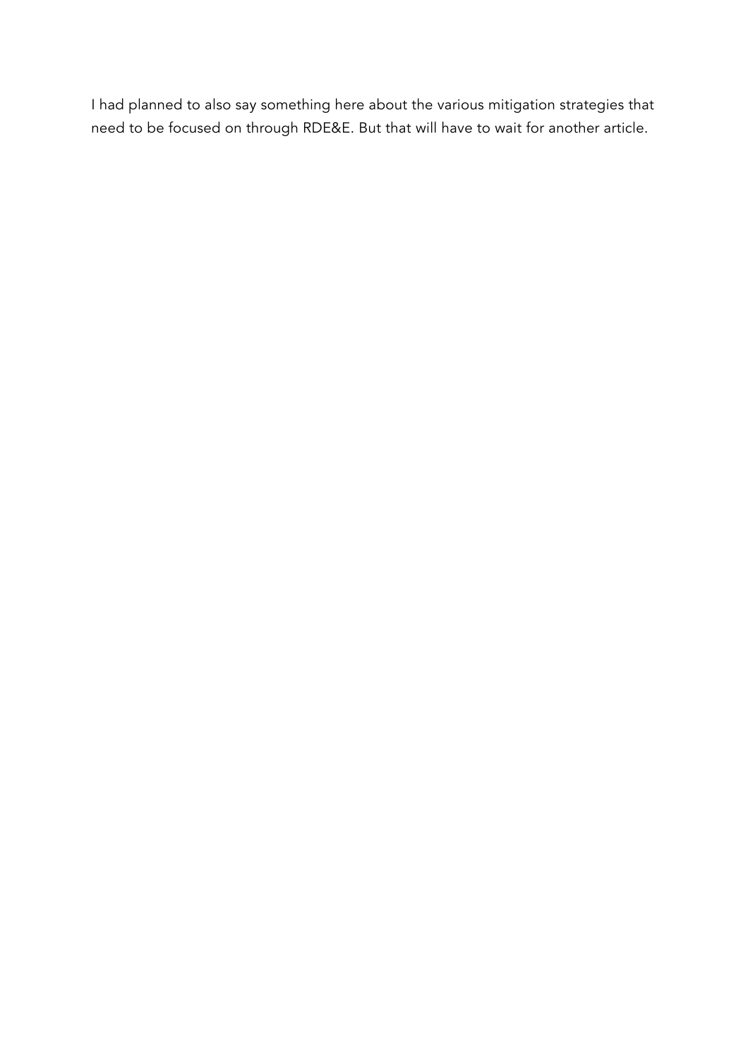I had planned to also say something here about the various mitigation strategies that need to be focused on through RDE&E. But that will have to wait for another article.